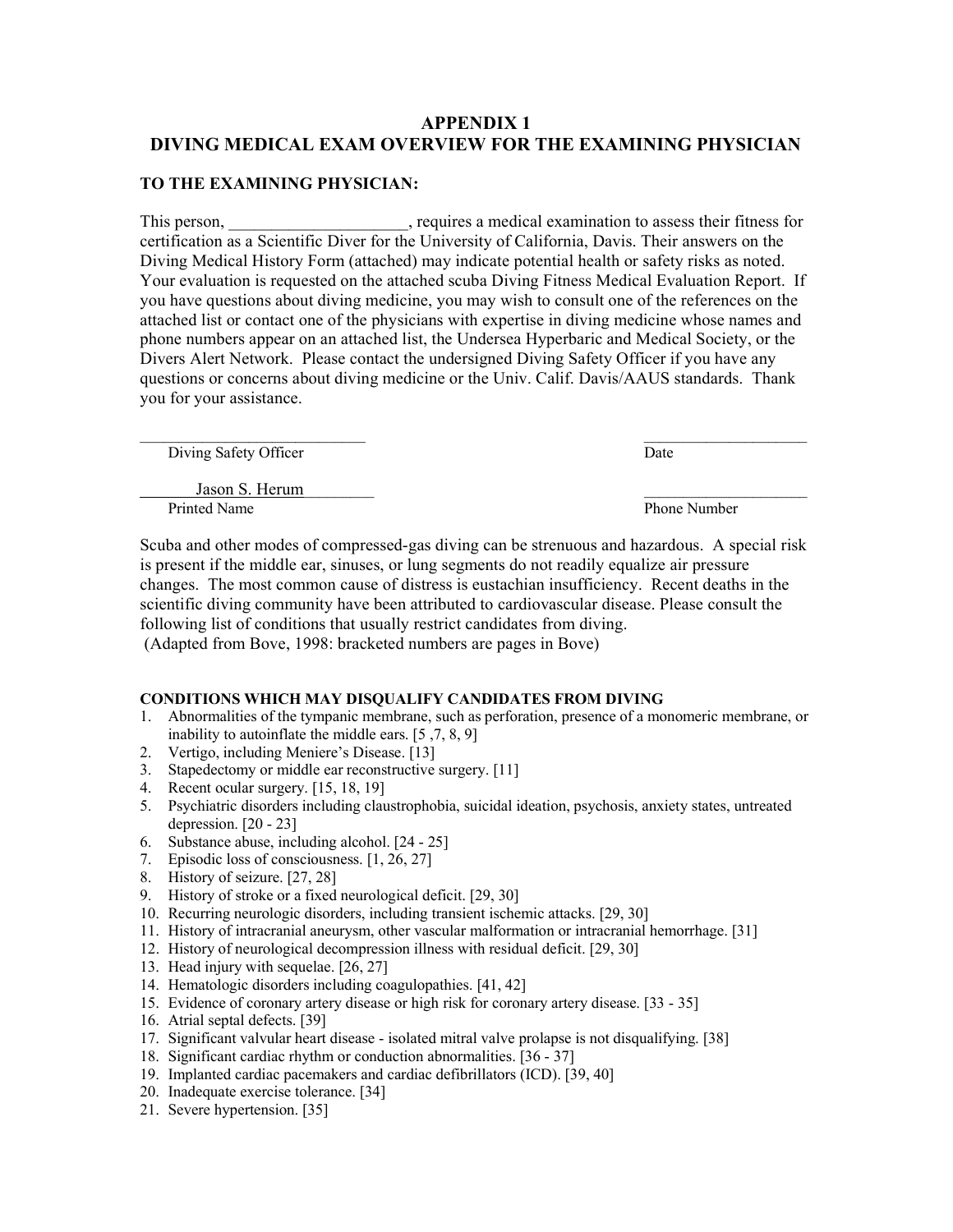# APPENDIX 1
# DIVING MEDICAL EXAM OVERVIEW FOR THE EXAMINING PHYSICIAN

## TO THE EXAMINING PHYSICIAN:

This person, ____________________, requires a medical examination to assess their fitness for certification as a Scientific Diver for the University of California, Davis. Their answers on the Diving Medical History Form (attached) may indicate potential health or safety risks as noted. Your evaluation is requested on the attached scuba Diving Fitness Medical Evaluation Report. If you have questions about diving medicine, you may wish to consult one of the references on the attached list or contact one of the physicians with expertise in diving medicine whose names and phone numbers appear on an attached list, the Undersea Hyperbaric and Medical Society, or the Divers Alert Network. Please contact the undersigned Diving Safety Officer if you have any questions or concerns about diving medicine or the Univ. Calif. Davis/AAUS standards. Thank you for your assistance.

____________________________ ____________________
Diving Safety Officer Date

Jason S. Herum ____________________
Printed Name Phone Number

Scuba and other modes of compressed-gas diving can be strenuous and hazardous. A special risk is present if the middle ear, sinuses, or lung segments do not readily equalize air pressure changes. The most common cause of distress is eustachian insufficiency. Recent deaths in the scientific diving community have been attributed to cardiovascular disease. Please consult the following list of conditions that usually restrict candidates from diving.
(Adapted from Bove, 1998: bracketed numbers are pages in Bove)

**CONDITIONS WHICH MAY DISQUALIFY CANDIDATES FROM DIVING**

1. Abnormalities of the tympanic membrane, such as perforation, presence of a monomeric membrane, or inability to autoinflate the middle ears. [5 ,7, 8, 9]
2. Vertigo, including Meniere's Disease. [13]
3. Stapedectomy or middle ear reconstructive surgery. [11]
4. Recent ocular surgery. [15, 18, 19]
5. Psychiatric disorders including claustrophobia, suicidal ideation, psychosis, anxiety states, untreated depression. [20 - 23]
6. Substance abuse, including alcohol. [24 - 25]
7. Episodic loss of consciousness. [1, 26, 27]
8. History of seizure. [27, 28]
9. History of stroke or a fixed neurological deficit. [29, 30]
10. Recurring neurologic disorders, including transient ischemic attacks. [29, 30]
11. History of intracranial aneurysm, other vascular malformation or intracranial hemorrhage. [31]
12. History of neurological decompression illness with residual deficit. [29, 30]
13. Head injury with sequelae. [26, 27]
14. Hematologic disorders including coagulopathies. [41, 42]
15. Evidence of coronary artery disease or high risk for coronary artery disease. [33 - 35]
16. Atrial septal defects. [39]
17. Significant valvular heart disease - isolated mitral valve prolapse is not disqualifying. [38]
18. Significant cardiac rhythm or conduction abnormalities. [36 - 37]
19. Implanted cardiac pacemakers and cardiac defibrillators (ICD). [39, 40]
20. Inadequate exercise tolerance. [34]
21. Severe hypertension. [35]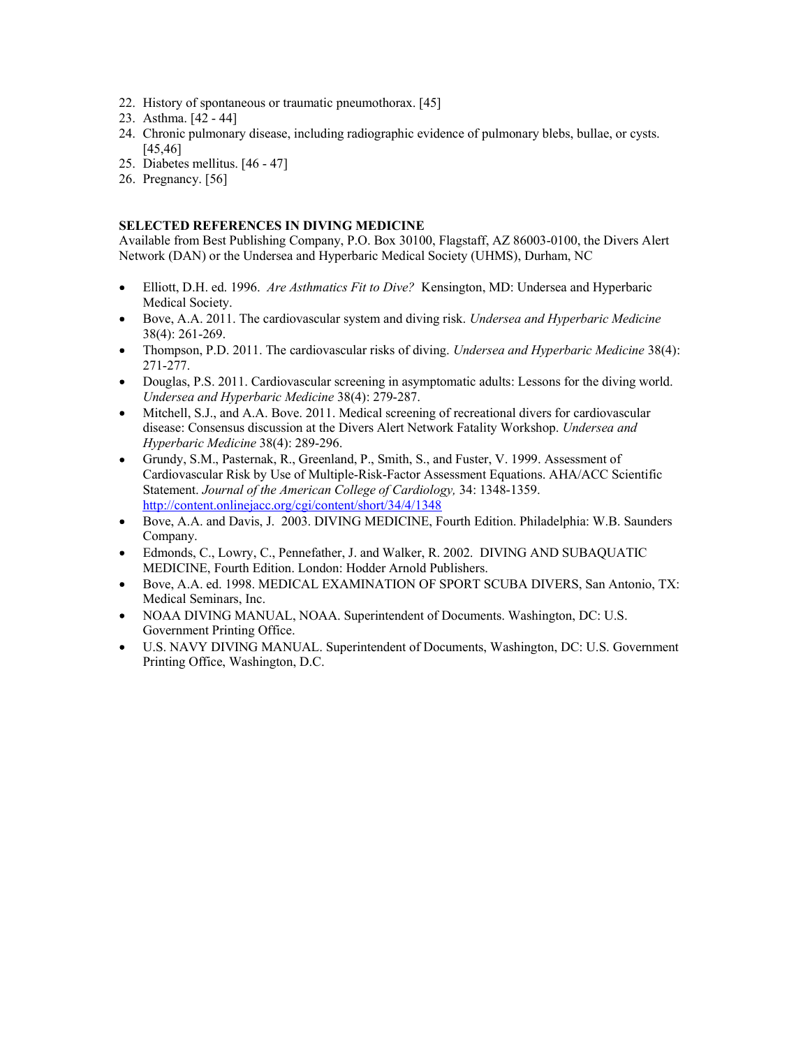22. History of spontaneous or traumatic pneumothorax. [45]
23. Asthma. [42 - 44]
24. Chronic pulmonary disease, including radiographic evidence of pulmonary blebs, bullae, or cysts. [45,46]
25. Diabetes mellitus. [46 - 47]
26. Pregnancy. [56]

**SELECTED REFERENCES IN DIVING MEDICINE**

Available from Best Publishing Company, P.O. Box 30100, Flagstaff, AZ 86003-0100, the Divers Alert Network (DAN) or the Undersea and Hyperbaric Medical Society (UHMS), Durham, NC

- Elliott, D.H. ed. 1996. *Are Asthmatics Fit to Dive?* Kensington, MD: Undersea and Hyperbaric Medical Society.
- Bove, A.A. 2011. The cardiovascular system and diving risk. *Undersea and Hyperbaric Medicine* 38(4): 261-269.
- Thompson, P.D. 2011. The cardiovascular risks of diving. *Undersea and Hyperbaric Medicine* 38(4): 271-277.
- Douglas, P.S. 2011. Cardiovascular screening in asymptomatic adults: Lessons for the diving world. *Undersea and Hyperbaric Medicine* 38(4): 279-287.
- Mitchell, S.J., and A.A. Bove. 2011. Medical screening of recreational divers for cardiovascular disease: Consensus discussion at the Divers Alert Network Fatality Workshop. *Undersea and Hyperbaric Medicine* 38(4): 289-296.
- Grundy, S.M., Pasternak, R., Greenland, P., Smith, S., and Fuster, V. 1999. Assessment of Cardiovascular Risk by Use of Multiple-Risk-Factor Assessment Equations. AHA/ACC Scientific Statement. *Journal of the American College of Cardiology,* 34: 1348-1359. http://content.onlinejacc.org/cgi/content/short/34/4/1348
- Bove, A.A. and Davis, J. 2003. DIVING MEDICINE, Fourth Edition. Philadelphia: W.B. Saunders Company.
- Edmonds, C., Lowry, C., Pennefather, J. and Walker, R. 2002. DIVING AND SUBAQUATIC MEDICINE, Fourth Edition. London: Hodder Arnold Publishers.
- Bove, A.A. ed. 1998. MEDICAL EXAMINATION OF SPORT SCUBA DIVERS, San Antonio, TX: Medical Seminars, Inc.
- NOAA DIVING MANUAL, NOAA. Superintendent of Documents. Washington, DC: U.S. Government Printing Office.
- U.S. NAVY DIVING MANUAL. Superintendent of Documents, Washington, DC: U.S. Government Printing Office, Washington, D.C.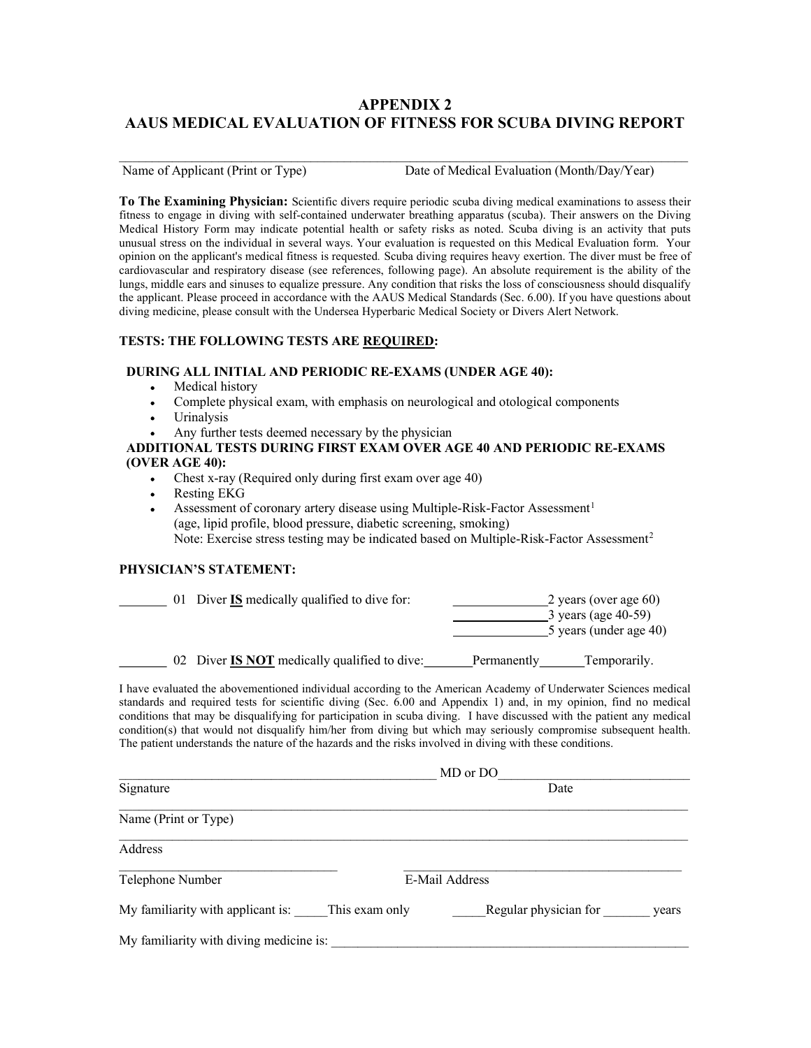# APPENDIX 2
# AAUS MEDICAL EVALUATION OF FITNESS FOR SCUBA DIVING REPORT

_______________________________________________________________________________

Name of Applicant (Print or Type) Date of Medical Evaluation (Month/Day/Year)

**To The Examining Physician:** Scientific divers require periodic scuba diving medical examinations to assess their fitness to engage in diving with self-contained underwater breathing apparatus (scuba). Their answers on the Diving Medical History Form may indicate potential health or safety risks as noted. Scuba diving is an activity that puts unusual stress on the individual in several ways. Your evaluation is requested on this Medical Evaluation form. Your opinion on the applicant's medical fitness is requested. Scuba diving requires heavy exertion. The diver must be free of cardiovascular and respiratory disease (see references, following page). An absolute requirement is the ability of the lungs, middle ears and sinuses to equalize pressure. Any condition that risks the loss of consciousness should disqualify the applicant. Please proceed in accordance with the AAUS Medical Standards (Sec. 6.00). If you have questions about diving medicine, please consult with the Undersea Hyperbaric Medical Society or Divers Alert Network.

### TESTS: THE FOLLOWING TESTS ARE <u>REQUIRED</u>:

**DURING ALL INITIAL AND PERIODIC RE-EXAMS (UNDER AGE 40):**

- Medical history
- Complete physical exam, with emphasis on neurological and otological components
- Urinalysis
- Any further tests deemed necessary by the physician

**ADDITIONAL TESTS DURING FIRST EXAM OVER AGE 40 AND PERIODIC RE-EXAMS (OVER AGE 40):**

- Chest x-ray (Required only during first exam over age 40)
- Resting EKG
- Assessment of coronary artery disease using Multiple-Risk-Factor Assessment[1] (age, lipid profile, blood pressure, diabetic screening, smoking)
  Note: Exercise stress testing may be indicated based on Multiple-Risk-Factor Assessment[2]

### PHYSICIAN'S STATEMENT:

_______ 01 Diver **<u>IS</u>** medically qualified to dive for:
______________2 years (over age 60)
______________3 years (age 40-59)
______________5 years (under age 40)

_______ 02 Diver **<u>IS NOT</u>** medically qualified to dive:_______Permanently_______Temporarily.

I have evaluated the abovementioned individual according to the American Academy of Underwater Sciences medical standards and required tests for scientific diving (Sec. 6.00 and Appendix 1) and, in my opinion, find no medical conditions that may be disqualifying for participation in scuba diving. I have discussed with the patient any medical condition(s) that would not disqualify him/her from diving but which may seriously compromise subsequent health. The patient understands the nature of the hazards and the risks involved in diving with these conditions.

_______________________________________________ MD or DO____________________________

Signature Date

_______________________________________________________________________________

Name (Print or Type)

_______________________________________________________________________________

Address

_________________________________ __________________________________________

Telephone Number E-Mail Address

My familiarity with applicant is: _____This exam only _____Regular physician for _______ years

My familiarity with diving medicine is: _______________________________________________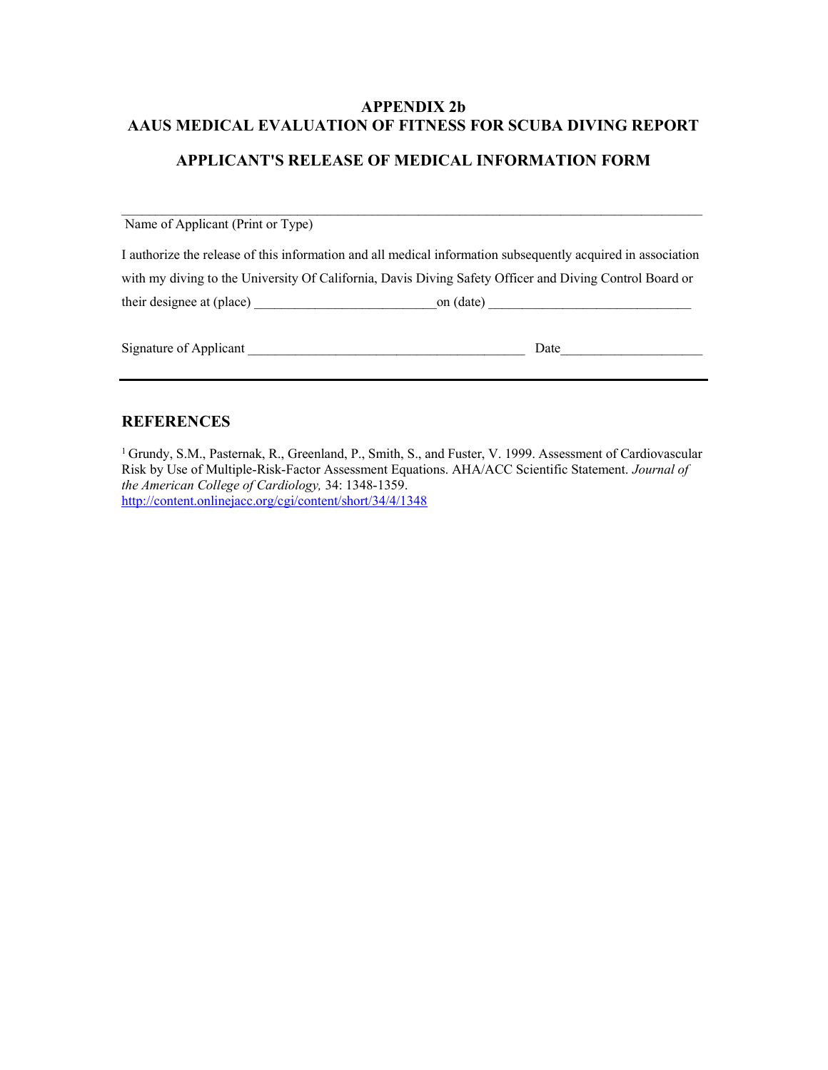# APPENDIX 2b

# AAUS MEDICAL EVALUATION OF FITNESS FOR SCUBA DIVING REPORT

## APPLICANT'S RELEASE OF MEDICAL INFORMATION FORM

________________________________________________________________________________

Name of Applicant (Print or Type)

I authorize the release of this information and all medical information subsequently acquired in association with my diving to the University Of California, Davis Diving Safety Officer and Diving Control Board or their designee at (place) ___________________________on (date) ______________________________

Signature of Applicant ________________________________________ Date_____________________

---

## REFERENCES

[1] Grundy, S.M., Pasternak, R., Greenland, P., Smith, S., and Fuster, V. 1999. Assessment of Cardiovascular Risk by Use of Multiple-Risk-Factor Assessment Equations. AHA/ACC Scientific Statement. *Journal of the American College of Cardiology,* 34: 1348-1359. http://content.onlinejacc.org/cgi/content/short/34/4/1348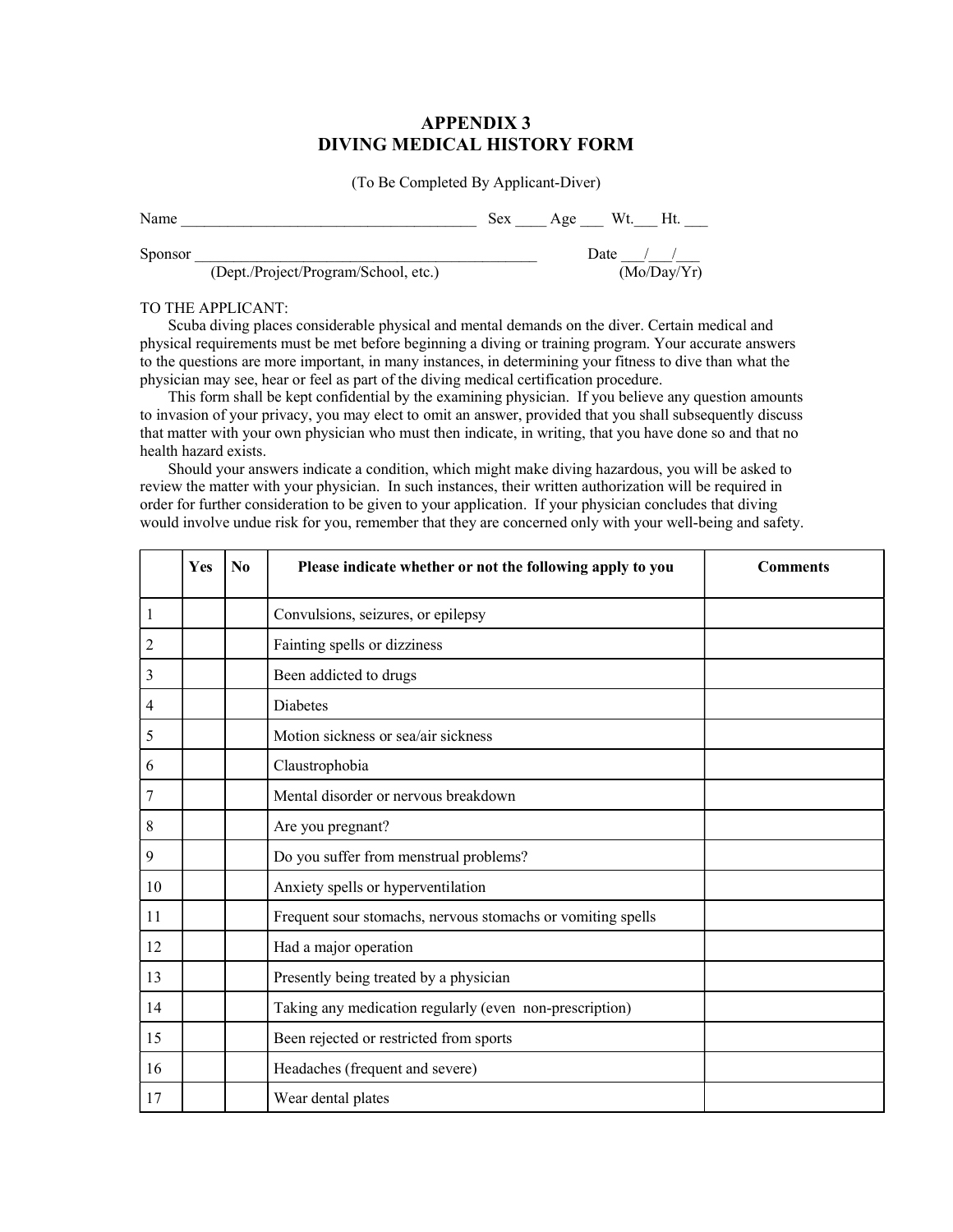# APPENDIX 3
# DIVING MEDICAL HISTORY FORM

(To Be Completed By Applicant-Diver)

Name ______________________________________ Sex ____ Age ___ Wt.___ Ht. ___

Sponsor _____________________________________________ Date ___/___/___
(Dept./Project/Program/School, etc.) (Mo/Day/Yr)

TO THE APPLICANT:

Scuba diving places considerable physical and mental demands on the diver. Certain medical and physical requirements must be met before beginning a diving or training program. Your accurate answers to the questions are more important, in many instances, in determining your fitness to dive than what the physician may see, hear or feel as part of the diving medical certification procedure.

This form shall be kept confidential by the examining physician. If you believe any question amounts to invasion of your privacy, you may elect to omit an answer, provided that you shall subsequently discuss that matter with your own physician who must then indicate, in writing, that you have done so and that no health hazard exists.

Should your answers indicate a condition, which might make diving hazardous, you will be asked to review the matter with your physician. In such instances, their written authorization will be required in order for further consideration to be given to your application. If your physician concludes that diving would involve undue risk for you, remember that they are concerned only with your well-being and safety.

| | Yes | No | Please indicate whether or not the following apply to you | Comments |
|---|---|---|---|---|
| 1 | | | Convulsions, seizures, or epilepsy | |
| 2 | | | Fainting spells or dizziness | |
| 3 | | | Been addicted to drugs | |
| 4 | | | Diabetes | |
| 5 | | | Motion sickness or sea/air sickness | |
| 6 | | | Claustrophobia | |
| 7 | | | Mental disorder or nervous breakdown | |
| 8 | | | Are you pregnant? | |
| 9 | | | Do you suffer from menstrual problems? | |
| 10 | | | Anxiety spells or hyperventilation | |
| 11 | | | Frequent sour stomachs, nervous stomachs or vomiting spells | |
| 12 | | | Had a major operation | |
| 13 | | | Presently being treated by a physician | |
| 14 | | | Taking any medication regularly (even non-prescription) | |
| 15 | | | Been rejected or restricted from sports | |
| 16 | | | Headaches (frequent and severe) | |
| 17 | | | Wear dental plates | |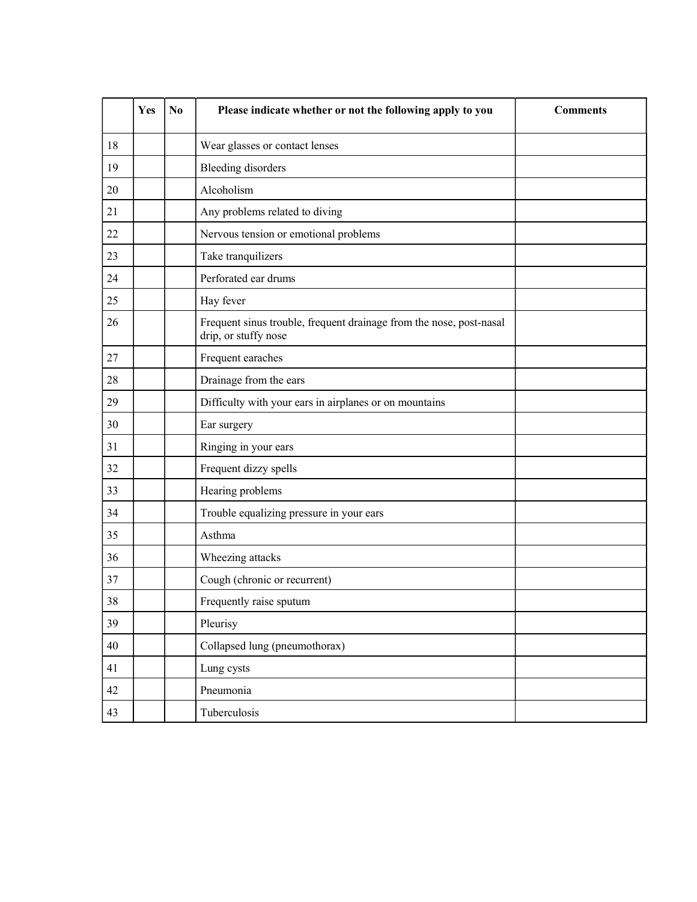| | Yes | No | Please indicate whether or not the following apply to you | Comments |
|---|---|---|---|---|
| 18 | | | Wear glasses or contact lenses | |
| 19 | | | Bleeding disorders | |
| 20 | | | Alcoholism | |
| 21 | | | Any problems related to diving | |
| 22 | | | Nervous tension or emotional problems | |
| 23 | | | Take tranquilizers | |
| 24 | | | Perforated ear drums | |
| 25 | | | Hay fever | |
| 26 | | | Frequent sinus trouble, frequent drainage from the nose, post-nasal drip, or stuffy nose | |
| 27 | | | Frequent earaches | |
| 28 | | | Drainage from the ears | |
| 29 | | | Difficulty with your ears in airplanes or on mountains | |
| 30 | | | Ear surgery | |
| 31 | | | Ringing in your ears | |
| 32 | | | Frequent dizzy spells | |
| 33 | | | Hearing problems | |
| 34 | | | Trouble equalizing pressure in your ears | |
| 35 | | | Asthma | |
| 36 | | | Wheezing attacks | |
| 37 | | | Cough (chronic or recurrent) | |
| 38 | | | Frequently raise sputum | |
| 39 | | | Pleurisy | |
| 40 | | | Collapsed lung (pneumothorax) | |
| 41 | | | Lung cysts | |
| 42 | | | Pneumonia | |
| 43 | | | Tuberculosis | |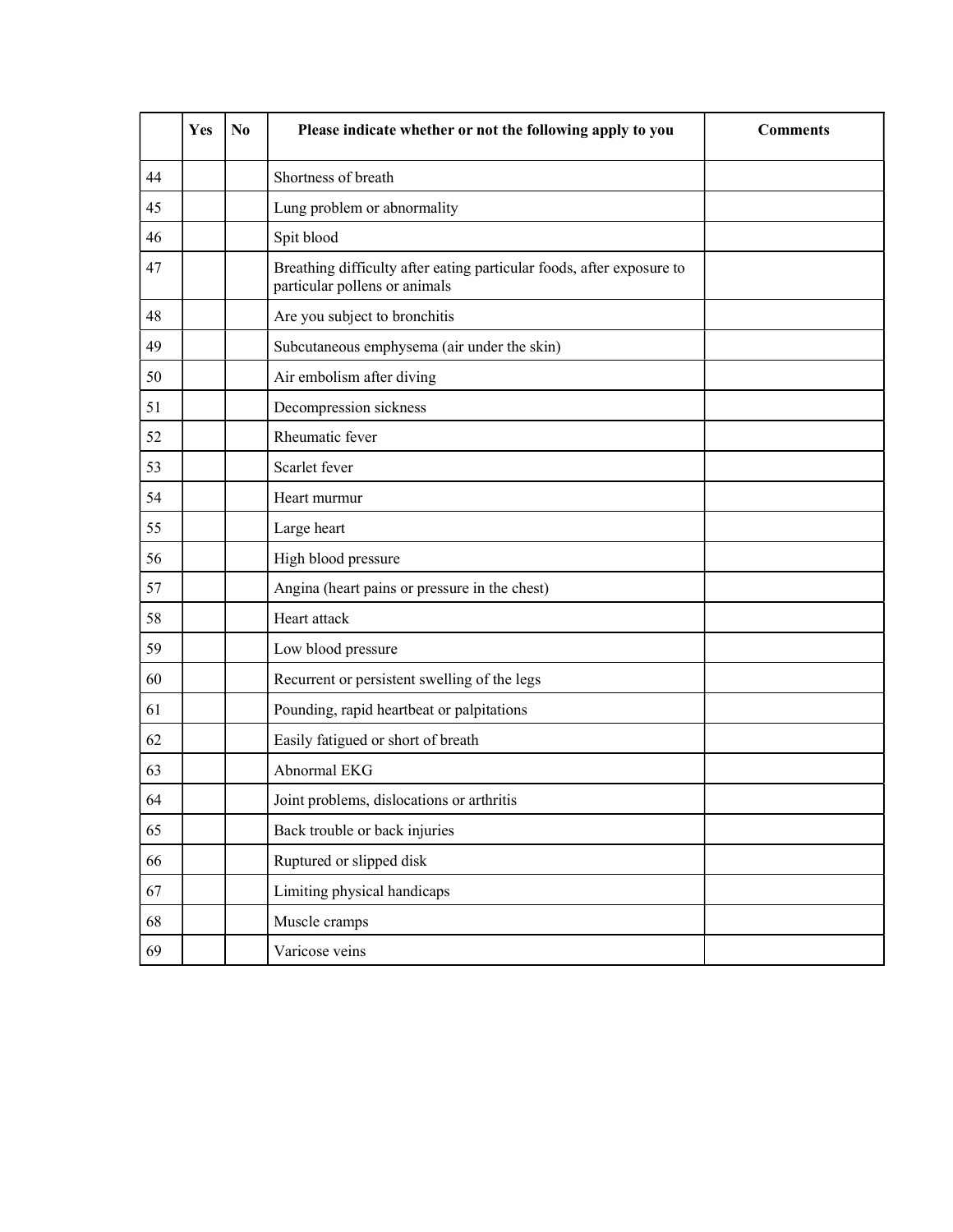| | Yes | No | Please indicate whether or not the following apply to you | Comments |
|---|---|---|---|---|
| 44 | | | Shortness of breath | |
| 45 | | | Lung problem or abnormality | |
| 46 | | | Spit blood | |
| 47 | | | Breathing difficulty after eating particular foods, after exposure to particular pollens or animals | |
| 48 | | | Are you subject to bronchitis | |
| 49 | | | Subcutaneous emphysema (air under the skin) | |
| 50 | | | Air embolism after diving | |
| 51 | | | Decompression sickness | |
| 52 | | | Rheumatic fever | |
| 53 | | | Scarlet fever | |
| 54 | | | Heart murmur | |
| 55 | | | Large heart | |
| 56 | | | High blood pressure | |
| 57 | | | Angina (heart pains or pressure in the chest) | |
| 58 | | | Heart attack | |
| 59 | | | Low blood pressure | |
| 60 | | | Recurrent or persistent swelling of the legs | |
| 61 | | | Pounding, rapid heartbeat or palpitations | |
| 62 | | | Easily fatigued or short of breath | |
| 63 | | | Abnormal EKG | |
| 64 | | | Joint problems, dislocations or arthritis | |
| 65 | | | Back trouble or back injuries | |
| 66 | | | Ruptured or slipped disk | |
| 67 | | | Limiting physical handicaps | |
| 68 | | | Muscle cramps | |
| 69 | | | Varicose veins | |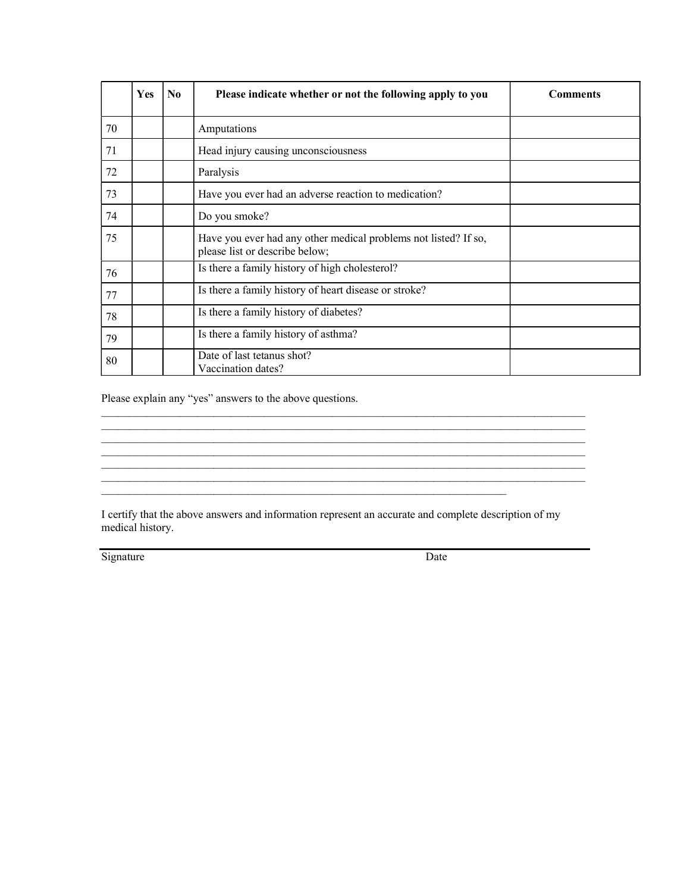| | Yes | No | Please indicate whether or not the following apply to you | Comments |
|---|---|---|---|---|
| 70 | | | Amputations | |
| 71 | | | Head injury causing unconsciousness | |
| 72 | | | Paralysis | |
| 73 | | | Have you ever had an adverse reaction to medication? | |
| 74 | | | Do you smoke? | |
| 75 | | | Have you ever had any other medical problems not listed? If so, please list or describe below; | |
| 76 | | | Is there a family history of high cholesterol? | |
| 77 | | | Is there a family history of heart disease or stroke? | |
| 78 | | | Is there a family history of diabetes? | |
| 79 | | | Is there a family history of asthma? | |
| 80 | | | Date of last tetanus shot?<br>Vaccination dates? | |

Please explain any "yes" answers to the above questions.

_______________________________________________________________________________
_______________________________________________________________________________
_______________________________________________________________________________
_______________________________________________________________________________
_______________________________________________________________________________
_______________________________________________________________________________
_________________________________________________________________

I certify that the above answers and information represent an accurate and complete description of my medical history.

Signature Date